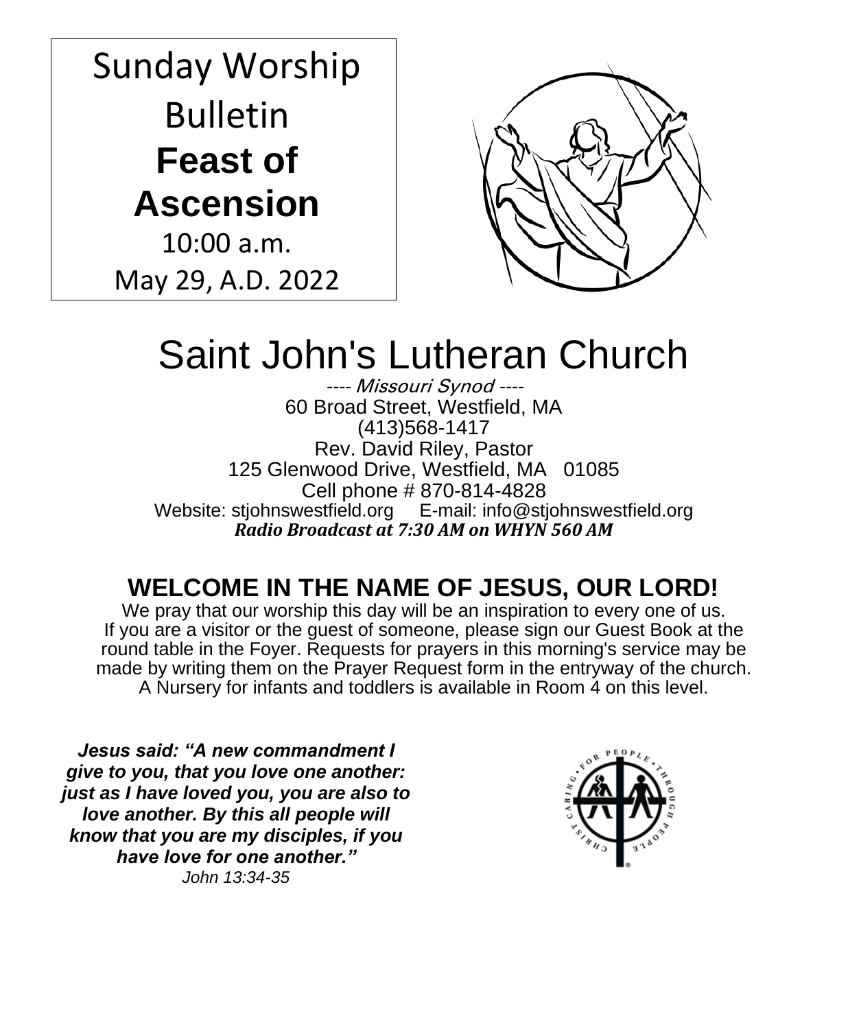Sunday Worship Bulletin

**Feast of Ascension**

10:00 a.m.

May 29, A.D. 2022

# Saint John's Lutheran Church

*---- Missouri Synod ----*

60 Broad Street, Westfield, MA

(413)568-1417

Rev. David Riley, Pastor

125 Glenwood Drive, Westfield, MA 01085

Cell phone # 870-814-4828

Website: stjohnswestfield.org E-mail: info@stjohnswestfield.org

***Radio Broadcast at 7:30 AM on WHYN 560 AM***

## WELCOME IN THE NAME OF JESUS, OUR LORD!

We pray that our worship this day will be an inspiration to every one of us. If you are a visitor or the guest of someone, please sign our Guest Book at the round table in the Foyer. Requests for prayers in this morning's service may be made by writing them on the Prayer Request form in the entryway of the church. A Nursery for infants and toddlers is available in Room 4 on this level.

***Jesus said: "A new commandment I give to you, that you love one another: just as I have loved you, you are also to love another. By this all people will know that you are my disciples, if you have love for one another."***

*John 13:34-35*

CHRIST CARING FOR PEOPLE THROUGH PEOPLE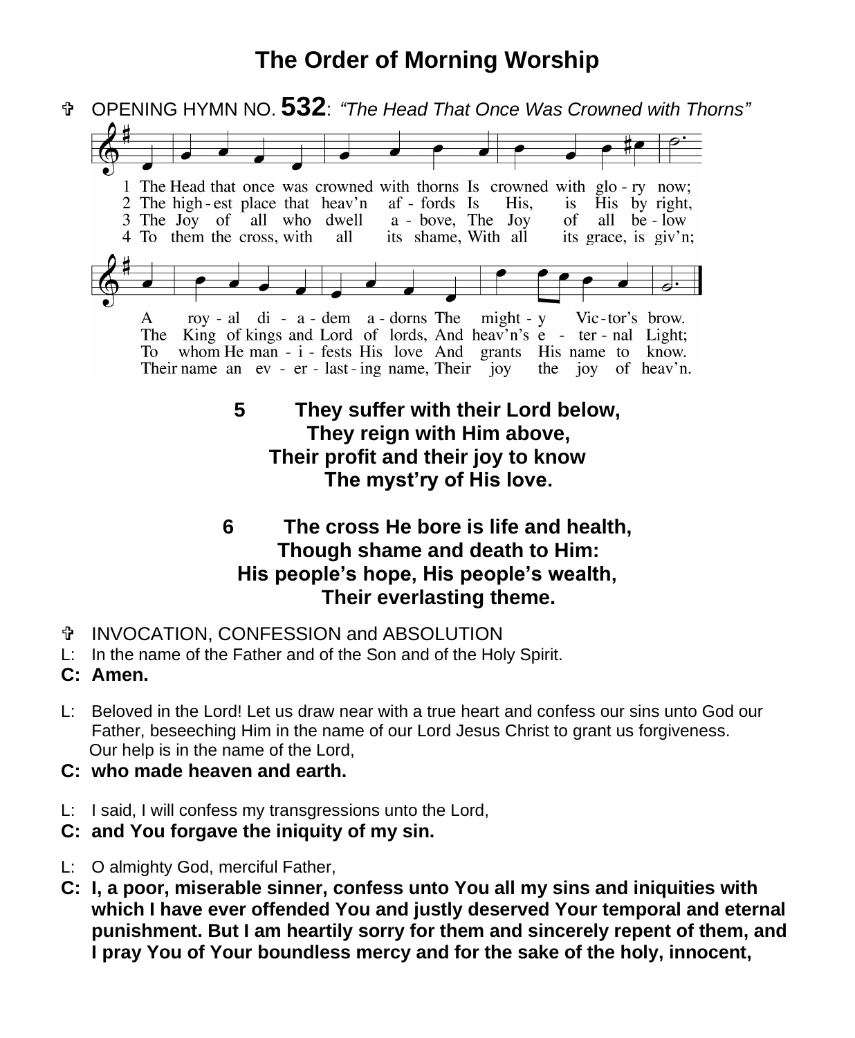# The Order of Morning Worship

✞ OPENING HYMN NO. **532**: *"The Head That Once Was Crowned with Thorns"*

1 The Head that once was crowned with thorns Is crowned with glo - ry now;
A roy - al di - a - dem a - dorns The might - y Vic - tor's brow.

2 The high - est place that heav'n af - fords Is His, is His by right,
The King of kings and Lord of lords, And heav'n's e - ter - nal Light;

3 The Joy of all who dwell a - bove, The Joy of all be - low
To whom He man - i - fests His love And grants His name to know.

4 To them the cross, with all its shame, With all its grace, is giv'n;
Their name an ev - er - last - ing name, Their joy the joy of heav'n.

**5 They suffer with their Lord below,**
**They reign with Him above,**
**Their profit and their joy to know**
**The myst'ry of His love.**

**6 The cross He bore is life and health,**
**Though shame and death to Him:**
**His people's hope, His people's wealth,**
**Their everlasting theme.**

✞ INVOCATION, CONFESSION and ABSOLUTION

L: In the name of the Father and of the Son and of the Holy Spirit.

**C: Amen.**

L: Beloved in the Lord! Let us draw near with a true heart and confess our sins unto God our Father, beseeching Him in the name of our Lord Jesus Christ to grant us forgiveness. Our help is in the name of the Lord,

**C: who made heaven and earth.**

L: I said, I will confess my transgressions unto the Lord,

**C: and You forgave the iniquity of my sin.**

L: O almighty God, merciful Father,

**C: I, a poor, miserable sinner, confess unto You all my sins and iniquities with which I have ever offended You and justly deserved Your temporal and eternal punishment. But I am heartily sorry for them and sincerely repent of them, and I pray You of Your boundless mercy and for the sake of the holy, innocent,**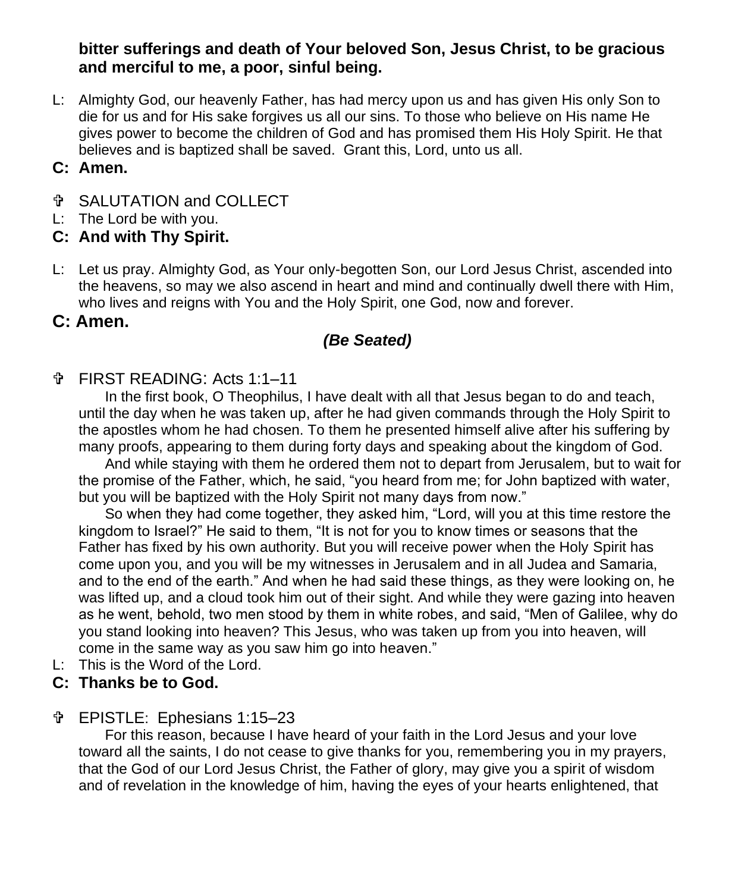**bitter sufferings and death of Your beloved Son, Jesus Christ, to be gracious and merciful to me, a poor, sinful being.**

L: Almighty God, our heavenly Father, has had mercy upon us and has given His only Son to die for us and for His sake forgives us all our sins. To those who believe on His name He gives power to become the children of God and has promised them His Holy Spirit. He that believes and is baptized shall be saved. Grant this, Lord, unto us all.

**C: Amen.**

✞ SALUTATION and COLLECT

L: The Lord be with you.

**C: And with Thy Spirit.**

L: Let us pray. Almighty God, as Your only-begotten Son, our Lord Jesus Christ, ascended into the heavens, so may we also ascend in heart and mind and continually dwell there with Him, who lives and reigns with You and the Holy Spirit, one God, now and forever.

**C: Amen.**

***(Be Seated)***

✞ FIRST READING: Acts 1:1–11

In the first book, O Theophilus, I have dealt with all that Jesus began to do and teach, until the day when he was taken up, after he had given commands through the Holy Spirit to the apostles whom he had chosen. To them he presented himself alive after his suffering by many proofs, appearing to them during forty days and speaking about the kingdom of God.

And while staying with them he ordered them not to depart from Jerusalem, but to wait for the promise of the Father, which, he said, "you heard from me; for John baptized with water, but you will be baptized with the Holy Spirit not many days from now."

So when they had come together, they asked him, "Lord, will you at this time restore the kingdom to Israel?" He said to them, "It is not for you to know times or seasons that the Father has fixed by his own authority. But you will receive power when the Holy Spirit has come upon you, and you will be my witnesses in Jerusalem and in all Judea and Samaria, and to the end of the earth." And when he had said these things, as they were looking on, he was lifted up, and a cloud took him out of their sight. And while they were gazing into heaven as he went, behold, two men stood by them in white robes, and said, "Men of Galilee, why do you stand looking into heaven? This Jesus, who was taken up from you into heaven, will come in the same way as you saw him go into heaven."

L: This is the Word of the Lord.

**C: Thanks be to God.**

✞ EPISTLE: Ephesians 1:15–23

For this reason, because I have heard of your faith in the Lord Jesus and your love toward all the saints, I do not cease to give thanks for you, remembering you in my prayers, that the God of our Lord Jesus Christ, the Father of glory, may give you a spirit of wisdom and of revelation in the knowledge of him, having the eyes of your hearts enlightened, that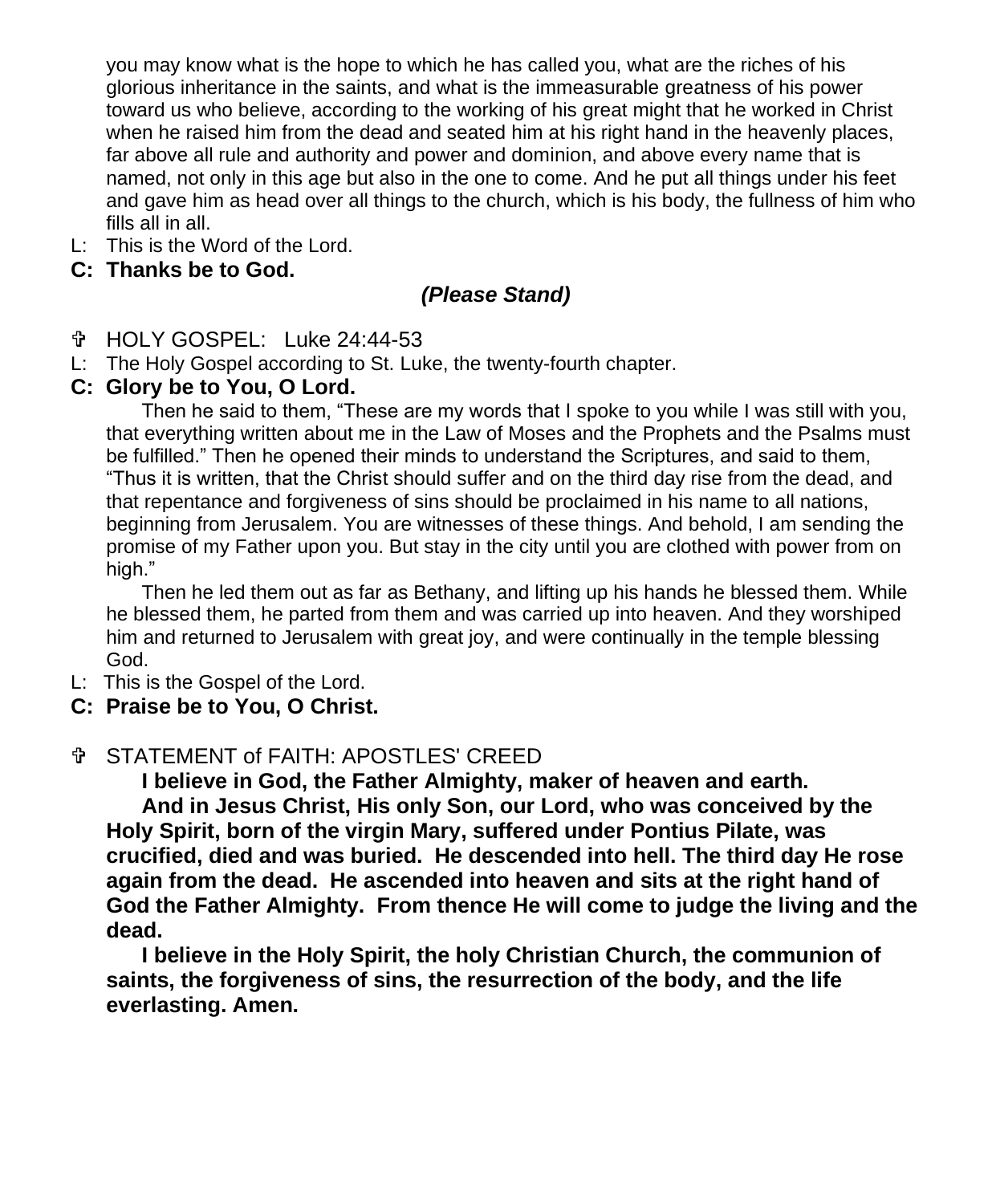you may know what is the hope to which he has called you, what are the riches of his glorious inheritance in the saints, and what is the immeasurable greatness of his power toward us who believe, according to the working of his great might that he worked in Christ when he raised him from the dead and seated him at his right hand in the heavenly places, far above all rule and authority and power and dominion, and above every name that is named, not only in this age but also in the one to come. And he put all things under his feet and gave him as head over all things to the church, which is his body, the fullness of him who fills all in all.

L: This is the Word of the Lord.

**C: Thanks be to God.**

***(Please Stand)***

✞ HOLY GOSPEL: Luke 24:44-53

L: The Holy Gospel according to St. Luke, the twenty-fourth chapter.

**C: Glory be to You, O Lord.**

Then he said to them, "These are my words that I spoke to you while I was still with you, that everything written about me in the Law of Moses and the Prophets and the Psalms must be fulfilled." Then he opened their minds to understand the Scriptures, and said to them, "Thus it is written, that the Christ should suffer and on the third day rise from the dead, and that repentance and forgiveness of sins should be proclaimed in his name to all nations, beginning from Jerusalem. You are witnesses of these things. And behold, I am sending the promise of my Father upon you. But stay in the city until you are clothed with power from on high."

Then he led them out as far as Bethany, and lifting up his hands he blessed them. While he blessed them, he parted from them and was carried up into heaven. And they worshiped him and returned to Jerusalem with great joy, and were continually in the temple blessing God.

L: This is the Gospel of the Lord.

**C: Praise be to You, O Christ.**

✞ STATEMENT of FAITH: APOSTLES' CREED

**I believe in God, the Father Almighty, maker of heaven and earth.**

**And in Jesus Christ, His only Son, our Lord, who was conceived by the Holy Spirit, born of the virgin Mary, suffered under Pontius Pilate, was crucified, died and was buried. He descended into hell. The third day He rose again from the dead. He ascended into heaven and sits at the right hand of God the Father Almighty. From thence He will come to judge the living and the dead.**

**I believe in the Holy Spirit, the holy Christian Church, the communion of saints, the forgiveness of sins, the resurrection of the body, and the life everlasting. Amen.**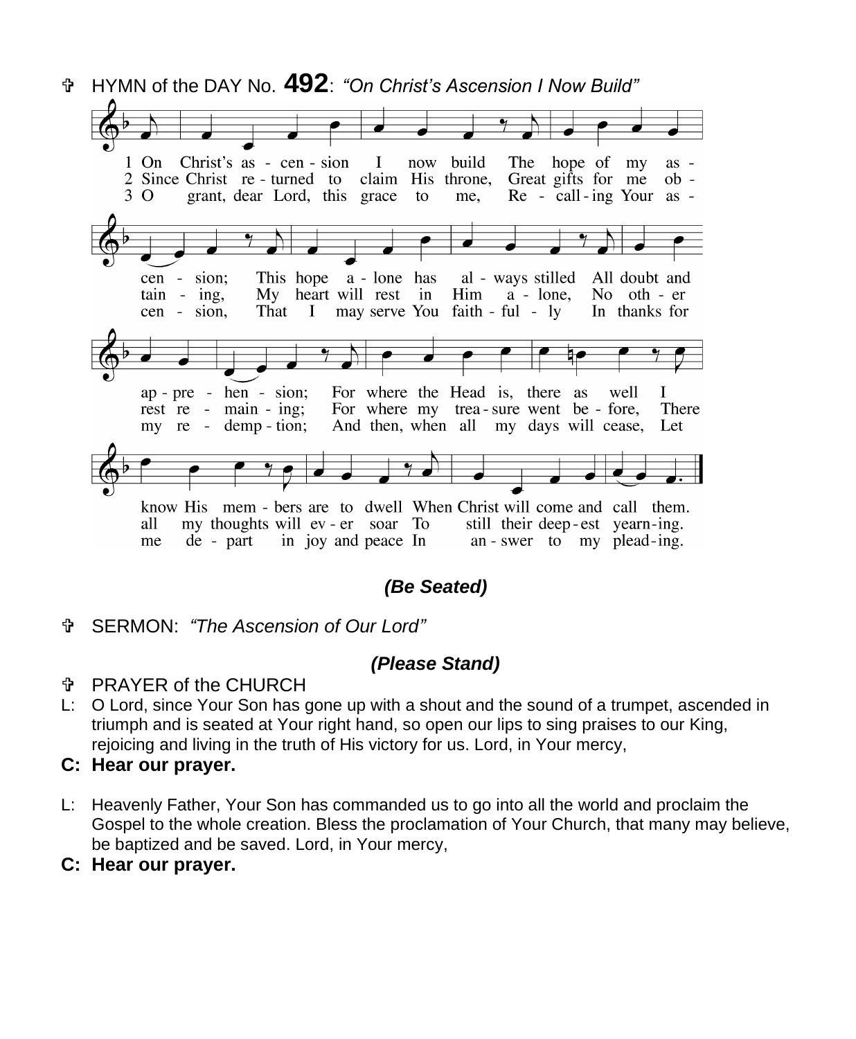✞ HYMN of the DAY No. **492**: *"On Christ's Ascension I Now Build"*

1 On Christ's as - cen - sion I now build The hope of my as - cen - sion; This hope a - lone has al - ways stilled All doubt and ap - pre - hen - sion; For where the Head is, there as well I know His mem - bers are to dwell When Christ will come and call them.

2 Since Christ re - turned to claim His throne, Great gifts for me ob - tain - ing, My heart will rest in Him a - lone, No oth - er rest re - main - ing; For where my trea - sure went be - fore, There all my thoughts will ev - er soar To still their deep - est yearn - ing.

3 O grant, dear Lord, this grace to me, Re - call - ing Your as - cen - sion, That I may serve You faith - ful - ly In thanks for my re - demp - tion; And then, when all my days will cease, Let me de - part in joy and peace In an - swer to my plead - ing.

***(Be Seated)***

✞ SERMON: *"The Ascension of Our Lord"*

***(Please Stand)***

✞ PRAYER of the CHURCH

L: O Lord, since Your Son has gone up with a shout and the sound of a trumpet, ascended in triumph and is seated at Your right hand, so open our lips to sing praises to our King, rejoicing and living in the truth of His victory for us. Lord, in Your mercy,

**C: Hear our prayer.**

L: Heavenly Father, Your Son has commanded us to go into all the world and proclaim the Gospel to the whole creation. Bless the proclamation of Your Church, that many may believe, be baptized and be saved. Lord, in Your mercy,

**C: Hear our prayer.**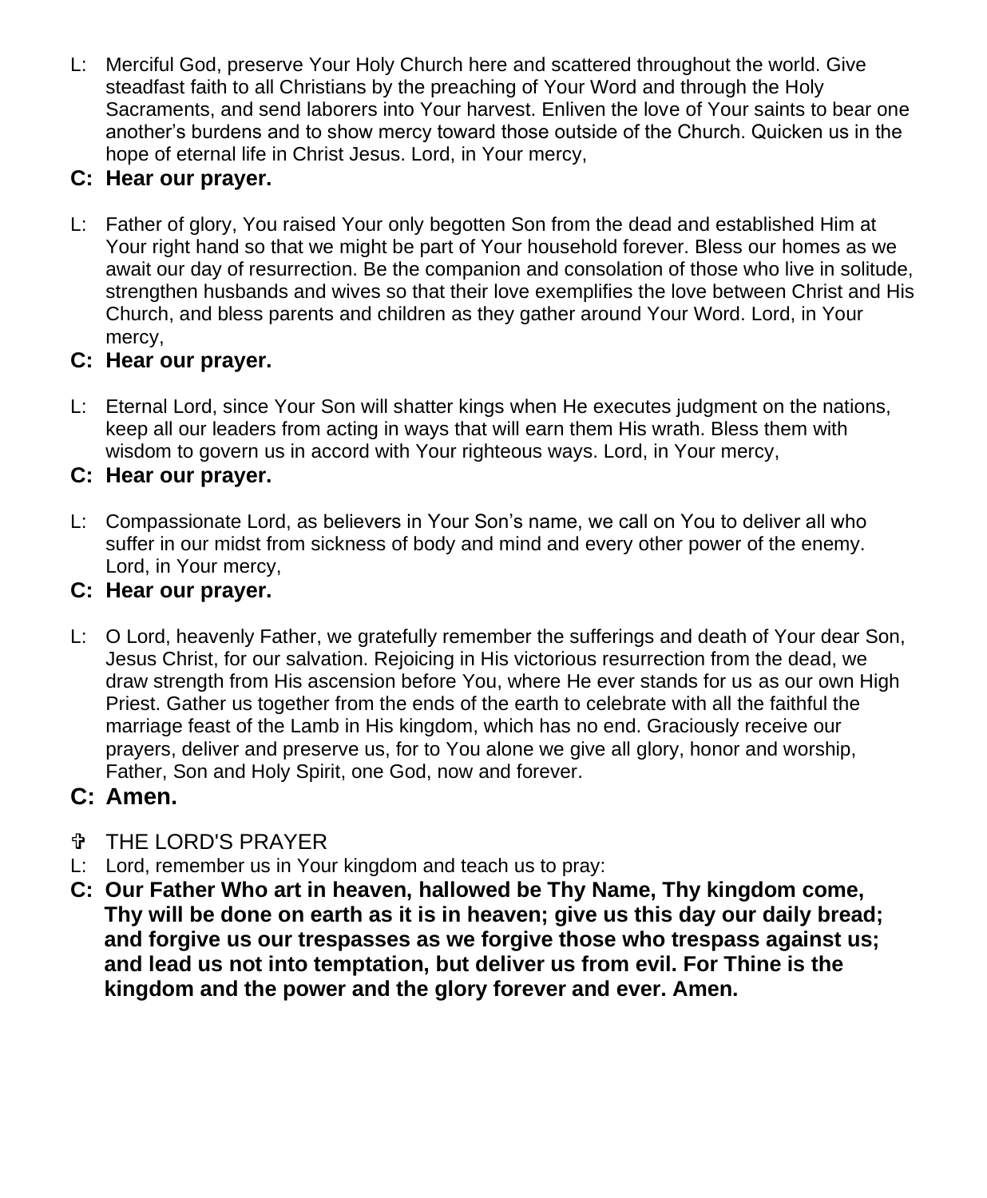L: Merciful God, preserve Your Holy Church here and scattered throughout the world. Give steadfast faith to all Christians by the preaching of Your Word and through the Holy Sacraments, and send laborers into Your harvest. Enliven the love of Your saints to bear one another's burdens and to show mercy toward those outside of the Church. Quicken us in the hope of eternal life in Christ Jesus. Lord, in Your mercy,

**C: Hear our prayer.**

L: Father of glory, You raised Your only begotten Son from the dead and established Him at Your right hand so that we might be part of Your household forever. Bless our homes as we await our day of resurrection. Be the companion and consolation of those who live in solitude, strengthen husbands and wives so that their love exemplifies the love between Christ and His Church, and bless parents and children as they gather around Your Word. Lord, in Your mercy,

**C: Hear our prayer.**

L: Eternal Lord, since Your Son will shatter kings when He executes judgment on the nations, keep all our leaders from acting in ways that will earn them His wrath. Bless them with wisdom to govern us in accord with Your righteous ways. Lord, in Your mercy,

**C: Hear our prayer.**

L: Compassionate Lord, as believers in Your Son's name, we call on You to deliver all who suffer in our midst from sickness of body and mind and every other power of the enemy. Lord, in Your mercy,

**C: Hear our prayer.**

L: O Lord, heavenly Father, we gratefully remember the sufferings and death of Your dear Son, Jesus Christ, for our salvation. Rejoicing in His victorious resurrection from the dead, we draw strength from His ascension before You, where He ever stands for us as our own High Priest. Gather us together from the ends of the earth to celebrate with all the faithful the marriage feast of the Lamb in His kingdom, which has no end. Graciously receive our prayers, deliver and preserve us, for to You alone we give all glory, honor and worship, Father, Son and Holy Spirit, one God, now and forever.

**C: Amen.**

✞ THE LORD'S PRAYER

L: Lord, remember us in Your kingdom and teach us to pray:

**C: Our Father Who art in heaven, hallowed be Thy Name, Thy kingdom come, Thy will be done on earth as it is in heaven; give us this day our daily bread; and forgive us our trespasses as we forgive those who trespass against us; and lead us not into temptation, but deliver us from evil. For Thine is the kingdom and the power and the glory forever and ever. Amen.**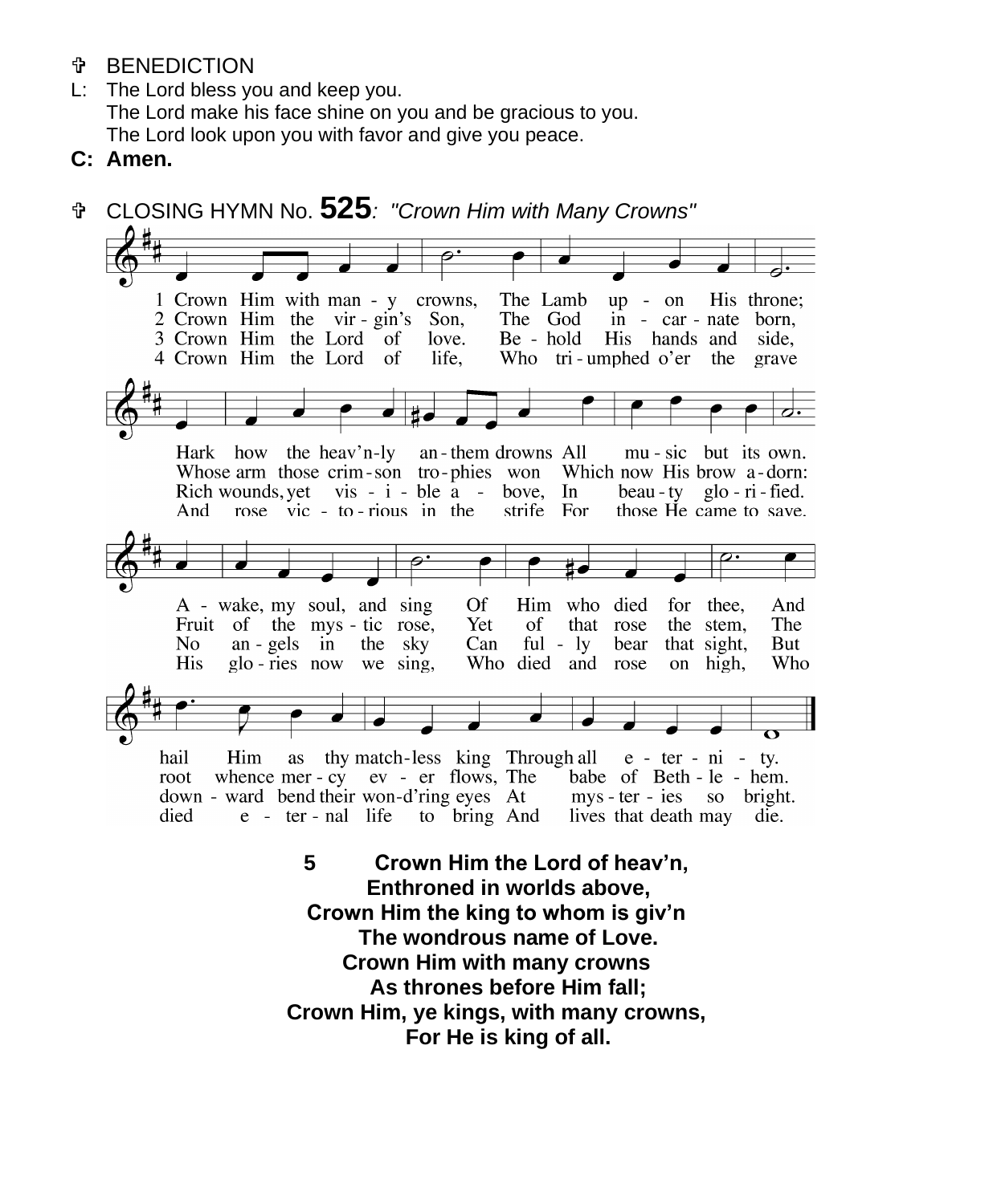✞ BENEDICTION

L: The Lord bless you and keep you.
The Lord make his face shine on you and be gracious to you.
The Lord look upon you with favor and give you peace.

**C: Amen.**

✞ CLOSING HYMN No. **525**: *"Crown Him with Many Crowns"*

1 Crown Him with man - y crowns, The Lamb up - on His throne;
Hark how the heav'n-ly an - them drowns All mu - sic but its own.
A - wake, my soul, and sing Of Him who died for thee, And
hail Him as thy match - less king Through all e - ter - ni - ty.

2 Crown Him the vir - gin's Son, The God in - car - nate born,
Whose arm those crim - son tro - phies won Which now His brow a - dorn:
Fruit of the mys - tic rose, Yet of that rose the stem, The
root whence mer - cy ev - er flows, The babe of Beth - le - hem.

3 Crown Him the Lord of love. Be - hold His hands and side,
Rich wounds, yet vis - i - ble a - bove, In beau - ty glo - ri - fied.
No an - gels in the sky Can ful - ly bear that sight, But
down - ward bend their won-d'ring eyes At mys - ter - ies so bright.

4 Crown Him the Lord of life, Who tri - umphed o'er the grave
And rose vic - to - rious in the strife For those He came to save.
His glo - ries now we sing, Who died and rose on high, Who
died e - ter - nal life to bring And lives that death may die.

**5 Crown Him the Lord of heav'n,**
**Enthroned in worlds above,**
**Crown Him the king to whom is giv'n**
**The wondrous name of Love.**
**Crown Him with many crowns**
**As thrones before Him fall;**
**Crown Him, ye kings, with many crowns,**
**For He is king of all.**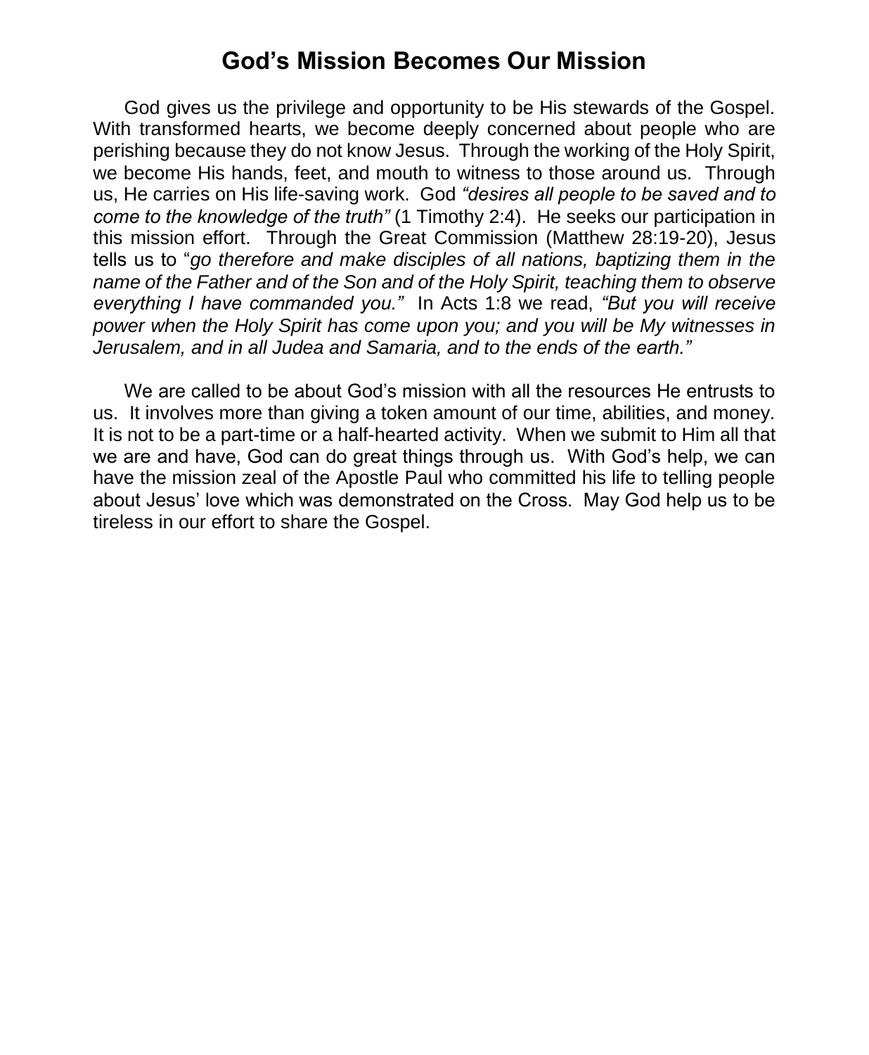# God's Mission Becomes Our Mission

God gives us the privilege and opportunity to be His stewards of the Gospel. With transformed hearts, we become deeply concerned about people who are perishing because they do not know Jesus. Through the working of the Holy Spirit, we become His hands, feet, and mouth to witness to those around us. Through us, He carries on His life-saving work. God *"desires all people to be saved and to come to the knowledge of the truth"* (1 Timothy 2:4). He seeks our participation in this mission effort. Through the Great Commission (Matthew 28:19-20), Jesus tells us to "*go therefore and make disciples of all nations, baptizing them in the name of the Father and of the Son and of the Holy Spirit, teaching them to observe everything I have commanded you."* In Acts 1:8 we read, *"But you will receive power when the Holy Spirit has come upon you; and you will be My witnesses in Jerusalem, and in all Judea and Samaria, and to the ends of the earth."*

We are called to be about God's mission with all the resources He entrusts to us. It involves more than giving a token amount of our time, abilities, and money. It is not to be a part-time or a half-hearted activity. When we submit to Him all that we are and have, God can do great things through us. With God's help, we can have the mission zeal of the Apostle Paul who committed his life to telling people about Jesus' love which was demonstrated on the Cross. May God help us to be tireless in our effort to share the Gospel.